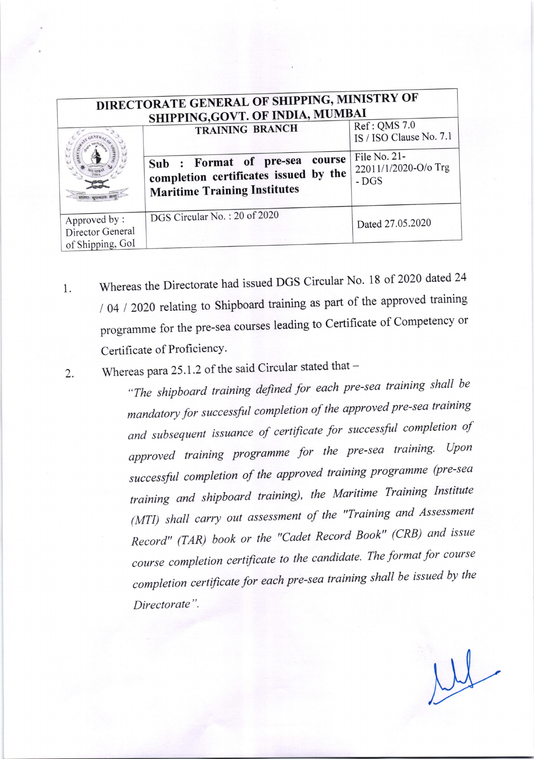| DIRECTORATE GENERAL OF SHIPPING, MINISTRY OF SHIPPING,GOVT. OF INDIA, MUMBAI | | |
|---|---|---|
| | TRAINING BRANCH | Ref : QMS 7.0 IS / ISO Clause No. 7.1 |
| | **Sub : Format of pre-sea course completion certificates issued by the Maritime Training Institutes** | File No. 21-22011/1/2020-O/o Trg - DGS |
| Approved by : Director General of Shipping, GoI | DGS Circular No. : 20 of 2020 | Dated 27.05.2020 |

1. Whereas the Directorate had issued DGS Circular No. 18 of 2020 dated 24 / 04 / 2020 relating to Shipboard training as part of the approved training programme for the pre-sea courses leading to Certificate of Competency or Certificate of Proficiency.

2. Whereas para 25.1.2 of the said Circular stated that –

   *"The shipboard training defined for each pre-sea training shall be mandatory for successful completion of the approved pre-sea training and subsequent issuance of certificate for successful completion of approved training programme for the pre-sea training. Upon successful completion of the approved training programme (pre-sea training and shipboard training), the Maritime Training Institute (MTI) shall carry out assessment of the "Training and Assessment Record" (TAR) book or the "Cadet Record Book" (CRB) and issue course completion certificate to the candidate. The format for course completion certificate for each pre-sea training shall be issued by the Directorate".*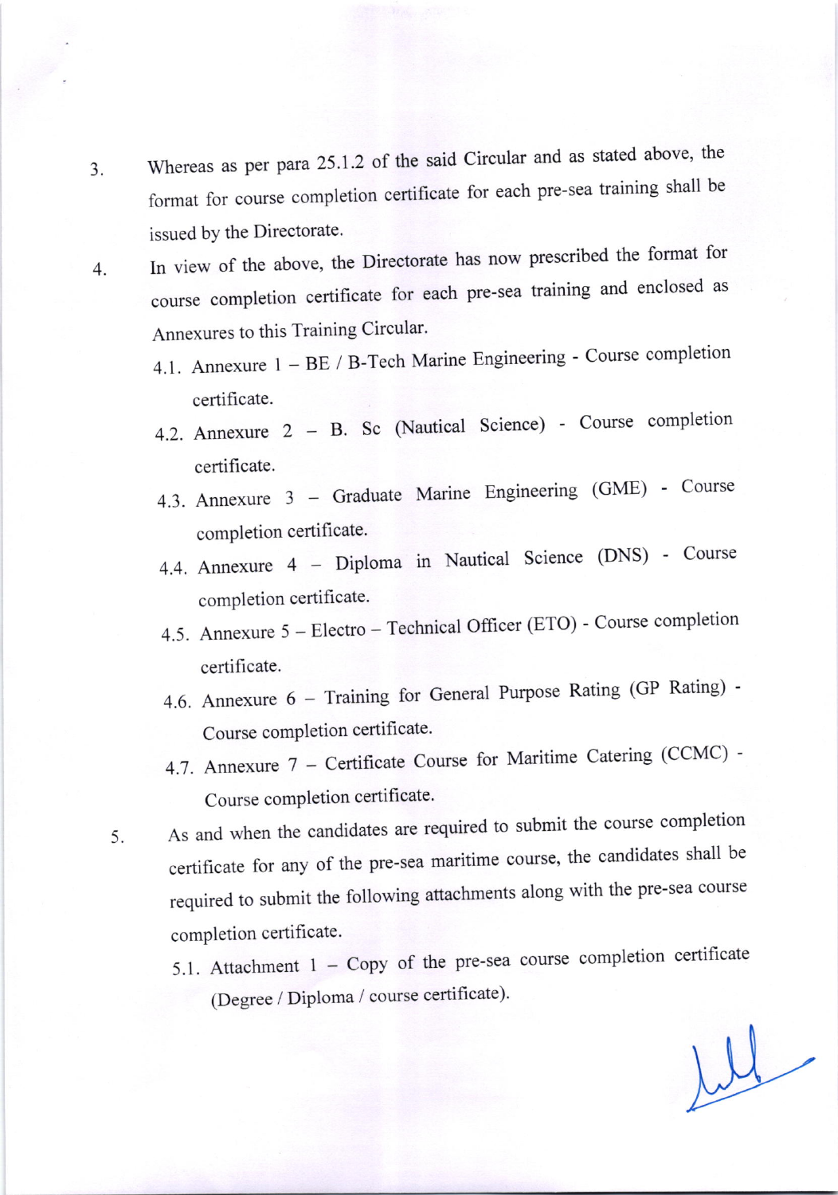3. Whereas as per para 25.1.2 of the said Circular and as stated above, the format for course completion certificate for each pre-sea training shall be issued by the Directorate.

4. In view of the above, the Directorate has now prescribed the format for course completion certificate for each pre-sea training and enclosed as Annexures to this Training Circular.

   4.1. Annexure 1 – BE / B-Tech Marine Engineering - Course completion certificate.

   4.2. Annexure 2 – B. Sc (Nautical Science) - Course completion certificate.

   4.3. Annexure 3 – Graduate Marine Engineering (GME) - Course completion certificate.

   4.4. Annexure 4 – Diploma in Nautical Science (DNS) - Course completion certificate.

   4.5. Annexure 5 – Electro – Technical Officer (ETO) - Course completion certificate.

   4.6. Annexure 6 – Training for General Purpose Rating (GP Rating) - Course completion certificate.

   4.7. Annexure 7 – Certificate Course for Maritime Catering (CCMC) - Course completion certificate.

5. As and when the candidates are required to submit the course completion certificate for any of the pre-sea maritime course, the candidates shall be required to submit the following attachments along with the pre-sea course completion certificate.

   5.1. Attachment 1 – Copy of the pre-sea course completion certificate (Degree / Diploma / course certificate).